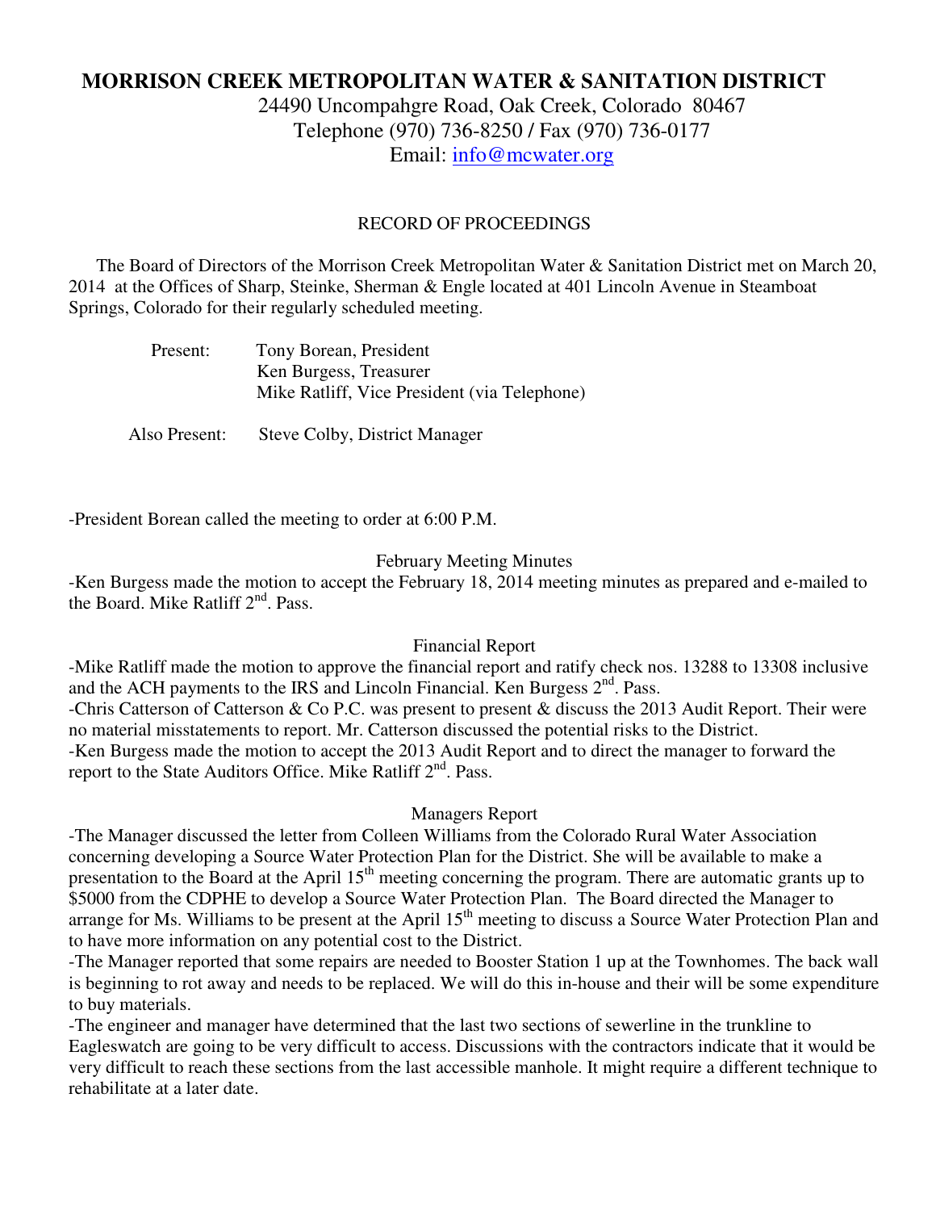# MORRISON CREEK METROPOLITAN WATER & SANITATION DISTRICT

24490 Uncompahgre Road, Oak Creek, Colorado 80467
Telephone (970) 736-8250 / Fax (970) 736-0177
Email: info@mcwater.org

RECORD OF PROCEEDINGS

The Board of Directors of the Morrison Creek Metropolitan Water & Sanitation District met on March 20, 2014 at the Offices of Sharp, Steinke, Sherman & Engle located at 401 Lincoln Avenue in Steamboat Springs, Colorado for their regularly scheduled meeting.

Present: Tony Borean, President
Ken Burgess, Treasurer
Mike Ratliff, Vice President (via Telephone)

Also Present: Steve Colby, District Manager

-President Borean called the meeting to order at 6:00 P.M.

February Meeting Minutes

-Ken Burgess made the motion to accept the February 18, 2014 meeting minutes as prepared and e-mailed to the Board. Mike Ratliff 2nd. Pass.

Financial Report

-Mike Ratliff made the motion to approve the financial report and ratify check nos. 13288 to 13308 inclusive and the ACH payments to the IRS and Lincoln Financial. Ken Burgess 2nd. Pass.

-Chris Catterson of Catterson & Co P.C. was present to present & discuss the 2013 Audit Report. Their were no material misstatements to report. Mr. Catterson discussed the potential risks to the District.

-Ken Burgess made the motion to accept the 2013 Audit Report and to direct the manager to forward the report to the State Auditors Office. Mike Ratliff 2nd. Pass.

Managers Report

-The Manager discussed the letter from Colleen Williams from the Colorado Rural Water Association concerning developing a Source Water Protection Plan for the District. She will be available to make a presentation to the Board at the April 15th meeting concerning the program. There are automatic grants up to $5000 from the CDPHE to develop a Source Water Protection Plan. The Board directed the Manager to arrange for Ms. Williams to be present at the April 15th meeting to discuss a Source Water Protection Plan and to have more information on any potential cost to the District.

-The Manager reported that some repairs are needed to Booster Station 1 up at the Townhomes. The back wall is beginning to rot away and needs to be replaced. We will do this in-house and their will be some expenditure to buy materials.

-The engineer and manager have determined that the last two sections of sewerline in the trunkline to Eagleswatch are going to be very difficult to access. Discussions with the contractors indicate that it would be very difficult to reach these sections from the last accessible manhole. It might require a different technique to rehabilitate at a later date.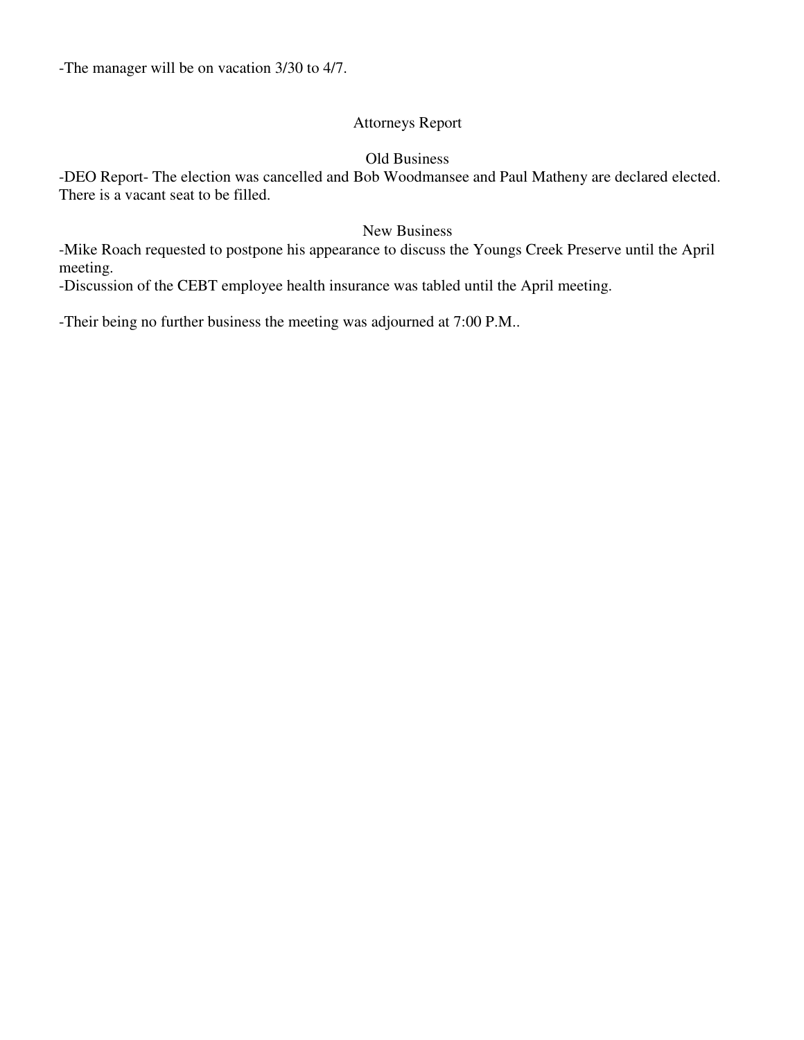-The manager will be on vacation 3/30 to 4/7.

## Attorneys Report

## Old Business

-DEO Report- The election was cancelled and Bob Woodmansee and Paul Matheny are declared elected. There is a vacant seat to be filled.

## New Business

-Mike Roach requested to postpone his appearance to discuss the Youngs Creek Preserve until the April meeting.
-Discussion of the CEBT employee health insurance was tabled until the April meeting.

-Their being no further business the meeting was adjourned at 7:00 P.M..